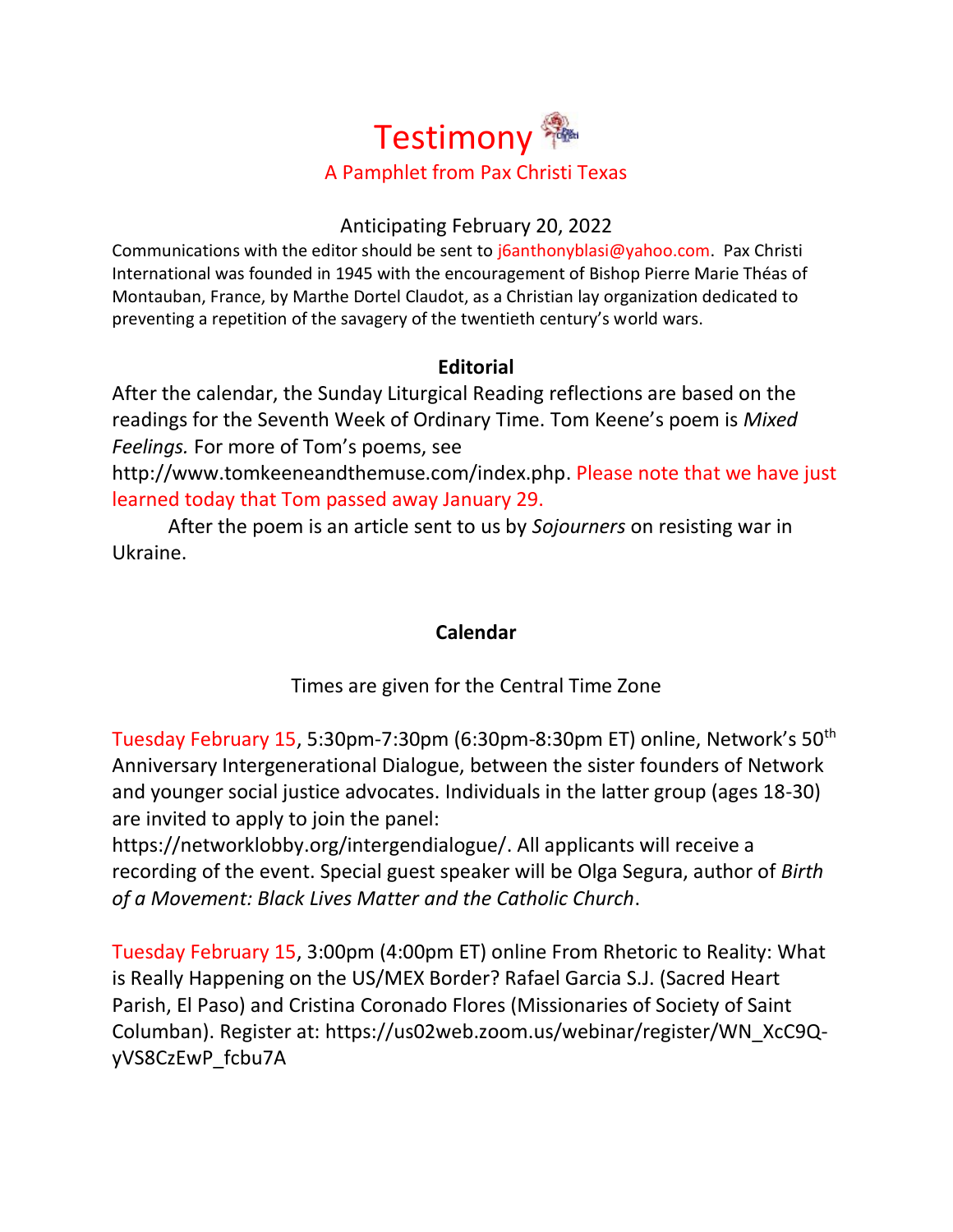# Testimony

## A Pamphlet from Pax Christi Texas

Anticipating February 20, 2022

Communications with the editor should be sent to j6anthonyblasi@yahoo.com. Pax Christi International was founded in 1945 with the encouragement of Bishop Pierre Marie Théas of Montauban, France, by Marthe Dortel Claudot, as a Christian lay organization dedicated to preventing a repetition of the savagery of the twentieth century's world wars.

### Editorial

After the calendar, the Sunday Liturgical Reading reflections are based on the readings for the Seventh Week of Ordinary Time. Tom Keene's poem is *Mixed Feelings.* For more of Tom's poems, see http://www.tomkeeneandthemuse.com/index.php. Please note that we have just learned today that Tom passed away January 29.

After the poem is an article sent to us by *Sojourners* on resisting war in Ukraine.

### Calendar

Times are given for the Central Time Zone

Tuesday February 15, 5:30pm-7:30pm (6:30pm-8:30pm ET) online, Network's 50th Anniversary Intergenerational Dialogue, between the sister founders of Network and younger social justice advocates. Individuals in the latter group (ages 18-30) are invited to apply to join the panel: https://networklobby.org/intergendialogue/. All applicants will receive a recording of the event. Special guest speaker will be Olga Segura, author of *Birth of a Movement: Black Lives Matter and the Catholic Church*.

Tuesday February 15, 3:00pm (4:00pm ET) online From Rhetoric to Reality: What is Really Happening on the US/MEX Border? Rafael Garcia S.J. (Sacred Heart Parish, El Paso) and Cristina Coronado Flores (Missionaries of Society of Saint Columban). Register at: https://us02web.zoom.us/webinar/register/WN_XcC9Q-yVS8CzEwP_fcbu7A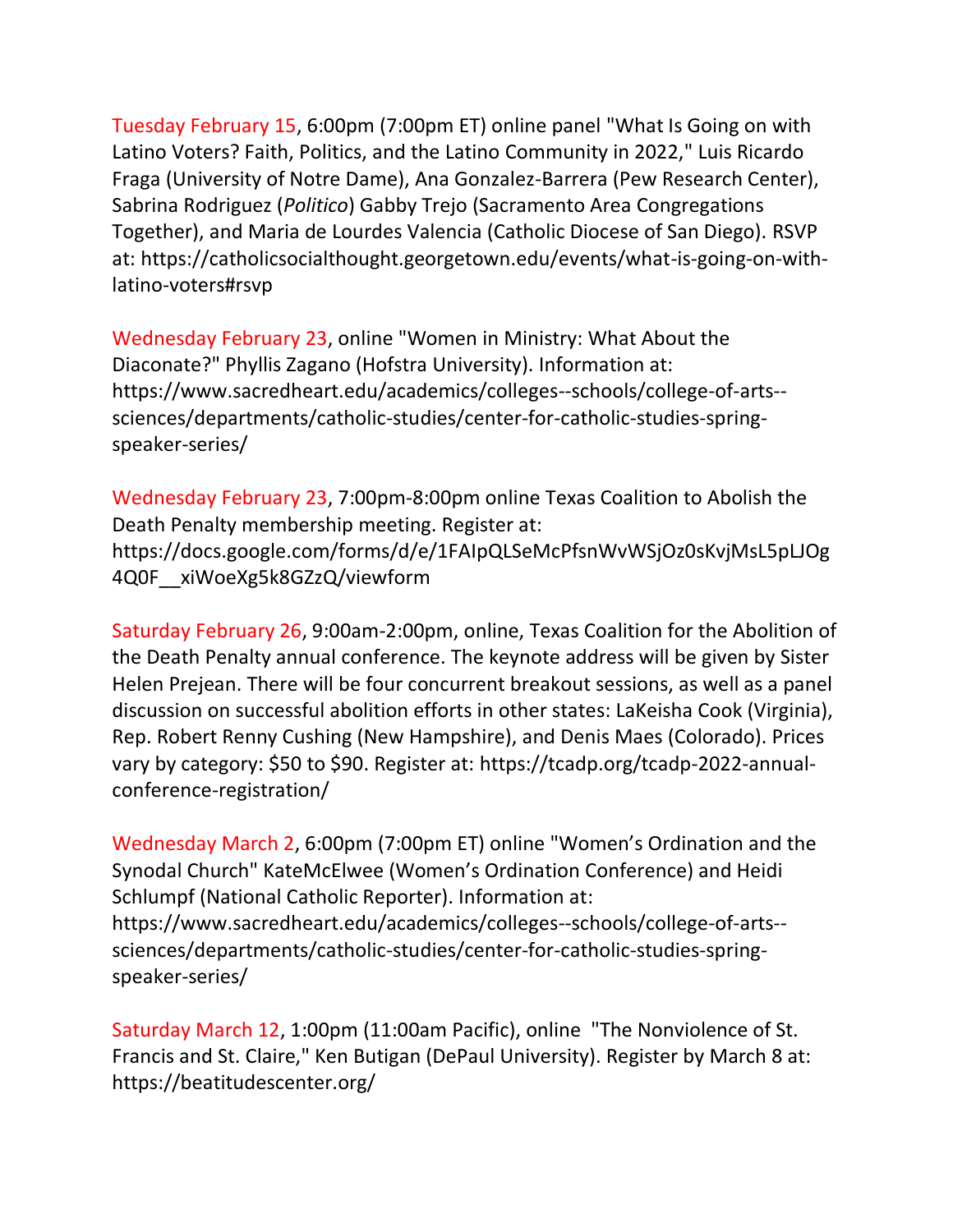Tuesday February 15, 6:00pm (7:00pm ET) online panel "What Is Going on with Latino Voters? Faith, Politics, and the Latino Community in 2022," Luis Ricardo Fraga (University of Notre Dame), Ana Gonzalez-Barrera (Pew Research Center), Sabrina Rodriguez (*Politico*) Gabby Trejo (Sacramento Area Congregations Together), and Maria de Lourdes Valencia (Catholic Diocese of San Diego). RSVP at: https://catholicsocialthought.georgetown.edu/events/what-is-going-on-with-latino-voters#rsvp

Wednesday February 23, online "Women in Ministry: What About the Diaconate?" Phyllis Zagano (Hofstra University). Information at: https://www.sacredheart.edu/academics/colleges--schools/college-of-arts--sciences/departments/catholic-studies/center-for-catholic-studies-spring-speaker-series/

Wednesday February 23, 7:00pm-8:00pm online Texas Coalition to Abolish the Death Penalty membership meeting. Register at: https://docs.google.com/forms/d/e/1FAIpQLSeMcPfsnWvWSjOz0sKvjMsL5pLJOg4Q0F__xiWoeXg5k8GZzQ/viewform

Saturday February 26, 9:00am-2:00pm, online, Texas Coalition for the Abolition of the Death Penalty annual conference. The keynote address will be given by Sister Helen Prejean. There will be four concurrent breakout sessions, as well as a panel discussion on successful abolition efforts in other states: LaKeisha Cook (Virginia), Rep. Robert Renny Cushing (New Hampshire), and Denis Maes (Colorado). Prices vary by category: $50 to $90. Register at: https://tcadp.org/tcadp-2022-annual-conference-registration/

Wednesday March 2, 6:00pm (7:00pm ET) online "Women's Ordination and the Synodal Church" KateMcElwee (Women's Ordination Conference) and Heidi Schlumpf (National Catholic Reporter). Information at: https://www.sacredheart.edu/academics/colleges--schools/college-of-arts--sciences/departments/catholic-studies/center-for-catholic-studies-spring-speaker-series/

Saturday March 12, 1:00pm (11:00am Pacific), online "The Nonviolence of St. Francis and St. Claire," Ken Butigan (DePaul University). Register by March 8 at: https://beatitudescenter.org/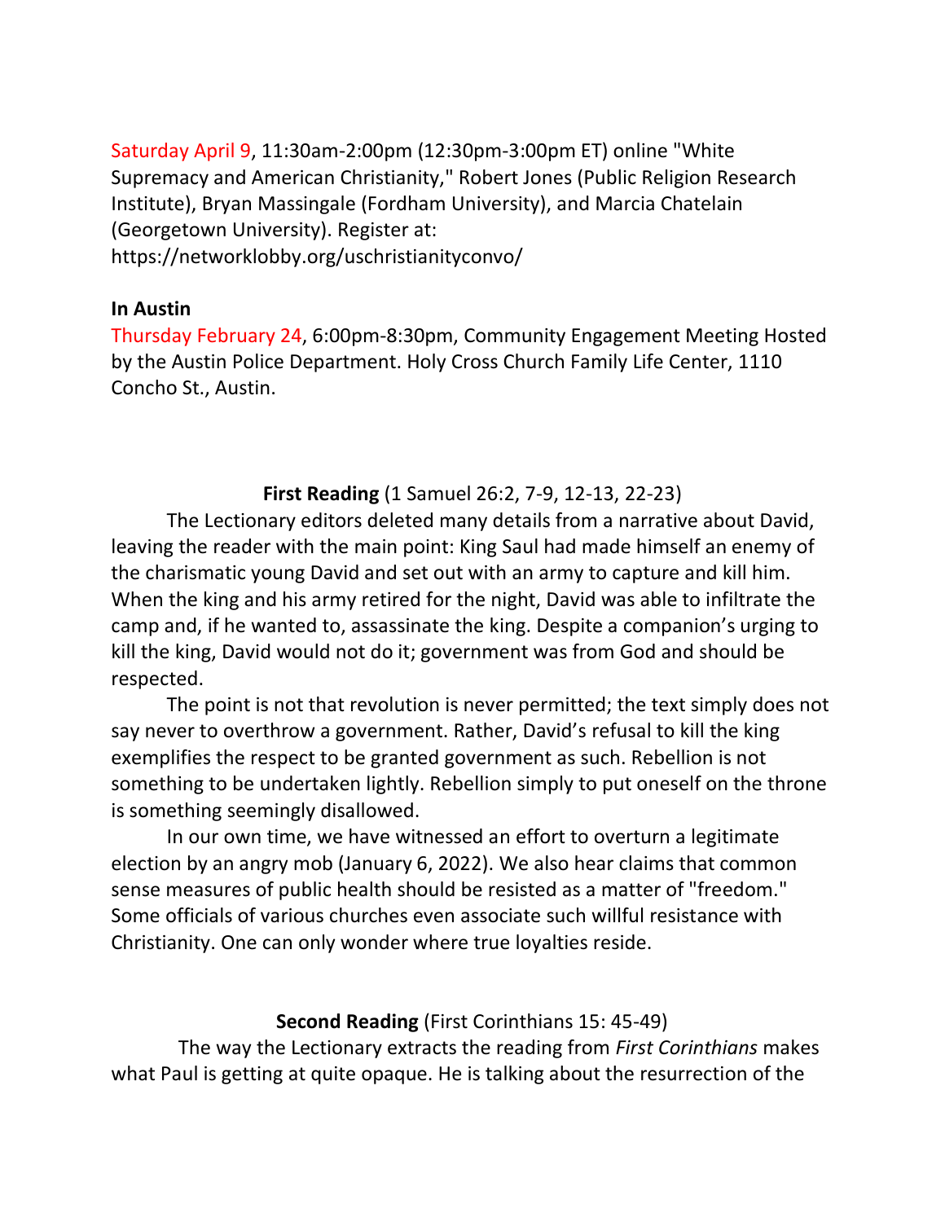Saturday April 9, 11:30am-2:00pm (12:30pm-3:00pm ET) online "White Supremacy and American Christianity," Robert Jones (Public Religion Research Institute), Bryan Massingale (Fordham University), and Marcia Chatelain (Georgetown University). Register at: https://networklobby.org/uschristianityconvo/

**In Austin**

Thursday February 24, 6:00pm-8:30pm, Community Engagement Meeting Hosted by the Austin Police Department. Holy Cross Church Family Life Center, 1110 Concho St., Austin.

**First Reading** (1 Samuel 26:2, 7-9, 12-13, 22-23)

The Lectionary editors deleted many details from a narrative about David, leaving the reader with the main point: King Saul had made himself an enemy of the charismatic young David and set out with an army to capture and kill him. When the king and his army retired for the night, David was able to infiltrate the camp and, if he wanted to, assassinate the king. Despite a companion's urging to kill the king, David would not do it; government was from God and should be respected.

The point is not that revolution is never permitted; the text simply does not say never to overthrow a government. Rather, David's refusal to kill the king exemplifies the respect to be granted government as such. Rebellion is not something to be undertaken lightly. Rebellion simply to put oneself on the throne is something seemingly disallowed.

In our own time, we have witnessed an effort to overturn a legitimate election by an angry mob (January 6, 2022). We also hear claims that common sense measures of public health should be resisted as a matter of "freedom." Some officials of various churches even associate such willful resistance with Christianity. One can only wonder where true loyalties reside.

**Second Reading** (First Corinthians 15: 45-49)

The way the Lectionary extracts the reading from *First Corinthians* makes what Paul is getting at quite opaque. He is talking about the resurrection of the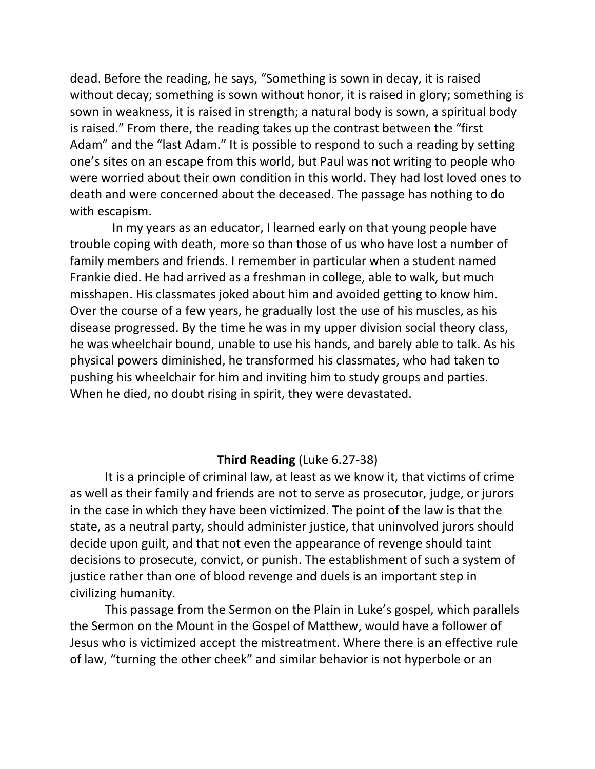dead. Before the reading, he says, “Something is sown in decay, it is raised without decay; something is sown without honor, it is raised in glory; something is sown in weakness, it is raised in strength; a natural body is sown, a spiritual body is raised.” From there, the reading takes up the contrast between the “first Adam” and the “last Adam.” It is possible to respond to such a reading by setting one’s sites on an escape from this world, but Paul was not writing to people who were worried about their own condition in this world. They had lost loved ones to death and were concerned about the deceased. The passage has nothing to do with escapism.

In my years as an educator, I learned early on that young people have trouble coping with death, more so than those of us who have lost a number of family members and friends. I remember in particular when a student named Frankie died. He had arrived as a freshman in college, able to walk, but much misshapen. His classmates joked about him and avoided getting to know him. Over the course of a few years, he gradually lost the use of his muscles, as his disease progressed. By the time he was in my upper division social theory class, he was wheelchair bound, unable to use his hands, and barely able to talk. As his physical powers diminished, he transformed his classmates, who had taken to pushing his wheelchair for him and inviting him to study groups and parties. When he died, no doubt rising in spirit, they were devastated.

## **Third Reading** (Luke 6.27-38)

It is a principle of criminal law, at least as we know it, that victims of crime as well as their family and friends are not to serve as prosecutor, judge, or jurors in the case in which they have been victimized. The point of the law is that the state, as a neutral party, should administer justice, that uninvolved jurors should decide upon guilt, and that not even the appearance of revenge should taint decisions to prosecute, convict, or punish. The establishment of such a system of justice rather than one of blood revenge and duels is an important step in civilizing humanity.

This passage from the Sermon on the Plain in Luke’s gospel, which parallels the Sermon on the Mount in the Gospel of Matthew, would have a follower of Jesus who is victimized accept the mistreatment. Where there is an effective rule of law, “turning the other cheek” and similar behavior is not hyperbole or an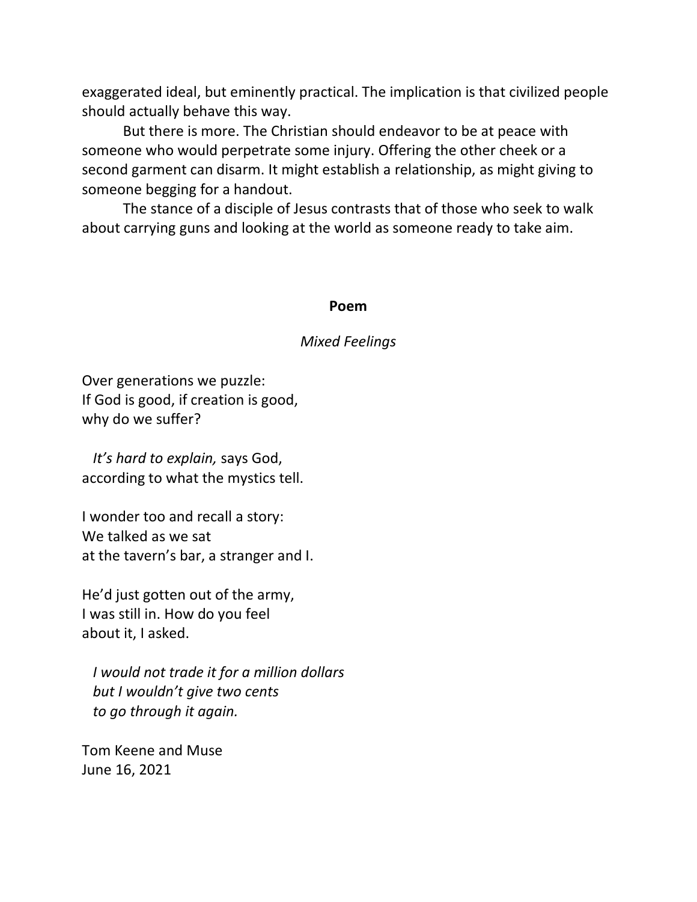exaggerated ideal, but eminently practical. The implication is that civilized people should actually behave this way.

But there is more. The Christian should endeavor to be at peace with someone who would perpetrate some injury. Offering the other cheek or a second garment can disarm. It might establish a relationship, as might giving to someone begging for a handout.

The stance of a disciple of Jesus contrasts that of those who seek to walk about carrying guns and looking at the world as someone ready to take aim.

## Poem

### *Mixed Feelings*

Over generations we puzzle:  
If God is good, if creation is good,  
why do we suffer?

*It's hard to explain,* says God,  
according to what the mystics tell.

I wonder too and recall a story:  
We talked as we sat  
at the tavern's bar, a stranger and I.

He'd just gotten out of the army,  
I was still in. How do you feel  
about it, I asked.

*I would not trade it for a million dollars*  
*but I wouldn't give two cents*  
*to go through it again.*

Tom Keene and Muse  
June 16, 2021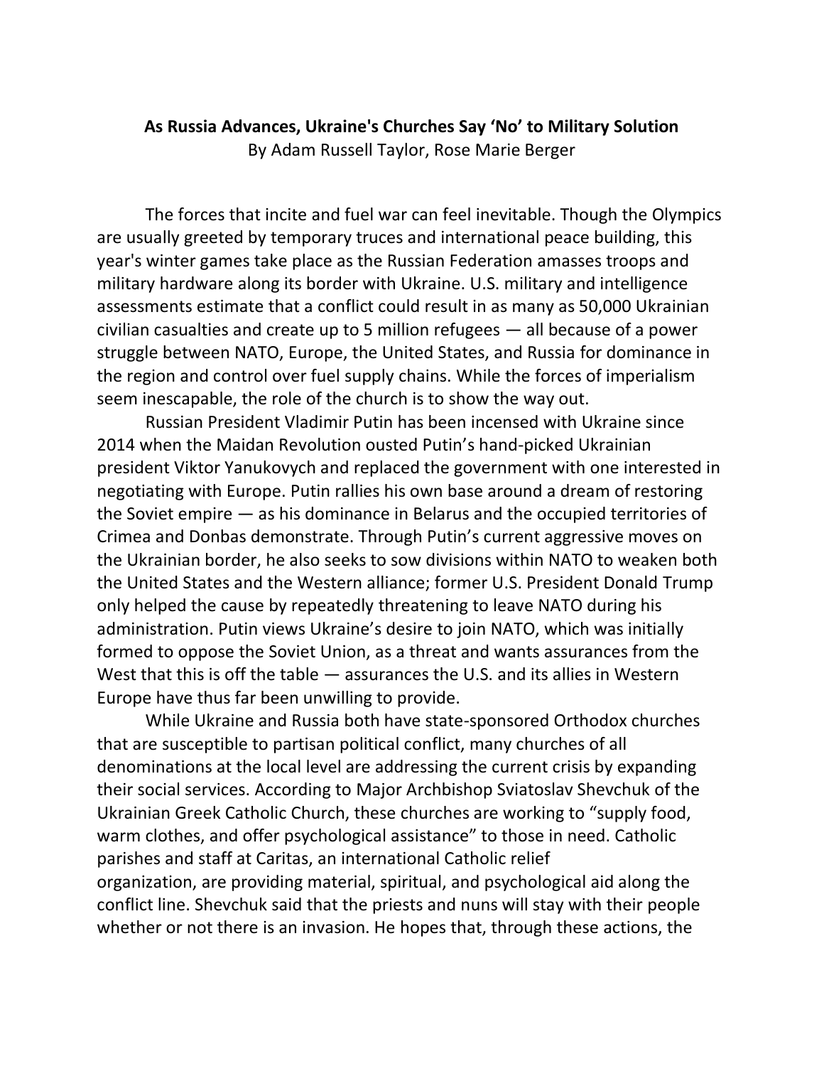**As Russia Advances, Ukraine's Churches Say 'No' to Military Solution**

By Adam Russell Taylor, Rose Marie Berger

The forces that incite and fuel war can feel inevitable. Though the Olympics are usually greeted by temporary truces and international peace building, this year's winter games take place as the Russian Federation amasses troops and military hardware along its border with Ukraine. U.S. military and intelligence assessments estimate that a conflict could result in as many as 50,000 Ukrainian civilian casualties and create up to 5 million refugees — all because of a power struggle between NATO, Europe, the United States, and Russia for dominance in the region and control over fuel supply chains. While the forces of imperialism seem inescapable, the role of the church is to show the way out.

Russian President Vladimir Putin has been incensed with Ukraine since 2014 when the Maidan Revolution ousted Putin's hand-picked Ukrainian president Viktor Yanukovych and replaced the government with one interested in negotiating with Europe. Putin rallies his own base around a dream of restoring the Soviet empire — as his dominance in Belarus and the occupied territories of Crimea and Donbas demonstrate. Through Putin's current aggressive moves on the Ukrainian border, he also seeks to sow divisions within NATO to weaken both the United States and the Western alliance; former U.S. President Donald Trump only helped the cause by repeatedly threatening to leave NATO during his administration. Putin views Ukraine's desire to join NATO, which was initially formed to oppose the Soviet Union, as a threat and wants assurances from the West that this is off the table — assurances the U.S. and its allies in Western Europe have thus far been unwilling to provide.

While Ukraine and Russia both have state-sponsored Orthodox churches that are susceptible to partisan political conflict, many churches of all denominations at the local level are addressing the current crisis by expanding their social services. According to Major Archbishop Sviatoslav Shevchuk of the Ukrainian Greek Catholic Church, these churches are working to "supply food, warm clothes, and offer psychological assistance" to those in need. Catholic parishes and staff at Caritas, an international Catholic relief organization, are providing material, spiritual, and psychological aid along the conflict line. Shevchuk said that the priests and nuns will stay with their people whether or not there is an invasion. He hopes that, through these actions, the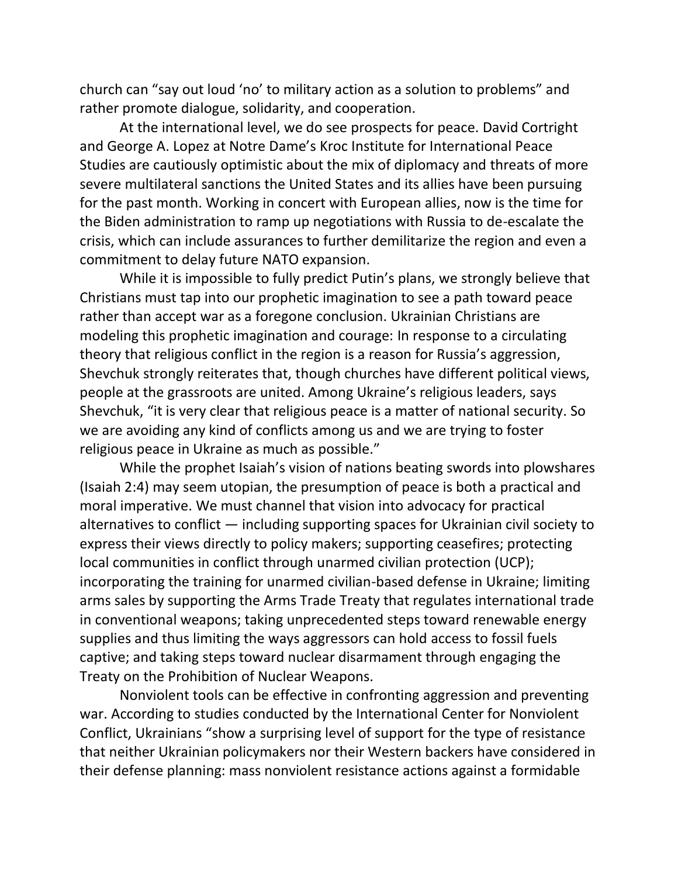church can "say out loud 'no' to military action as a solution to problems" and rather promote dialogue, solidarity, and cooperation.

At the international level, we do see prospects for peace. David Cortright and George A. Lopez at Notre Dame's Kroc Institute for International Peace Studies are cautiously optimistic about the mix of diplomacy and threats of more severe multilateral sanctions the United States and its allies have been pursuing for the past month. Working in concert with European allies, now is the time for the Biden administration to ramp up negotiations with Russia to de-escalate the crisis, which can include assurances to further demilitarize the region and even a commitment to delay future NATO expansion.

While it is impossible to fully predict Putin's plans, we strongly believe that Christians must tap into our prophetic imagination to see a path toward peace rather than accept war as a foregone conclusion. Ukrainian Christians are modeling this prophetic imagination and courage: In response to a circulating theory that religious conflict in the region is a reason for Russia's aggression, Shevchuk strongly reiterates that, though churches have different political views, people at the grassroots are united. Among Ukraine's religious leaders, says Shevchuk, "it is very clear that religious peace is a matter of national security. So we are avoiding any kind of conflicts among us and we are trying to foster religious peace in Ukraine as much as possible."

While the prophet Isaiah's vision of nations beating swords into plowshares (Isaiah 2:4) may seem utopian, the presumption of peace is both a practical and moral imperative. We must channel that vision into advocacy for practical alternatives to conflict — including supporting spaces for Ukrainian civil society to express their views directly to policy makers; supporting ceasefires; protecting local communities in conflict through unarmed civilian protection (UCP); incorporating the training for unarmed civilian-based defense in Ukraine; limiting arms sales by supporting the Arms Trade Treaty that regulates international trade in conventional weapons; taking unprecedented steps toward renewable energy supplies and thus limiting the ways aggressors can hold access to fossil fuels captive; and taking steps toward nuclear disarmament through engaging the Treaty on the Prohibition of Nuclear Weapons.

Nonviolent tools can be effective in confronting aggression and preventing war. According to studies conducted by the International Center for Nonviolent Conflict, Ukrainians "show a surprising level of support for the type of resistance that neither Ukrainian policymakers nor their Western backers have considered in their defense planning: mass nonviolent resistance actions against a formidable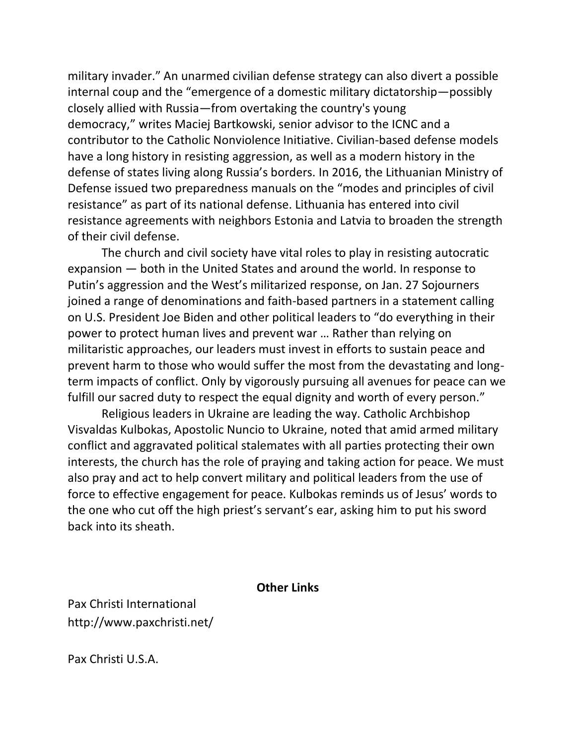military invader." An unarmed civilian defense strategy can also divert a possible internal coup and the "emergence of a domestic military dictatorship—possibly closely allied with Russia—from overtaking the country's young democracy," writes Maciej Bartkowski, senior advisor to the ICNC and a contributor to the Catholic Nonviolence Initiative. Civilian-based defense models have a long history in resisting aggression, as well as a modern history in the defense of states living along Russia's borders. In 2016, the Lithuanian Ministry of Defense issued two preparedness manuals on the "modes and principles of civil resistance" as part of its national defense. Lithuania has entered into civil resistance agreements with neighbors Estonia and Latvia to broaden the strength of their civil defense.

The church and civil society have vital roles to play in resisting autocratic expansion — both in the United States and around the world. In response to Putin's aggression and the West's militarized response, on Jan. 27 Sojourners joined a range of denominations and faith-based partners in a statement calling on U.S. President Joe Biden and other political leaders to "do everything in their power to protect human lives and prevent war … Rather than relying on militaristic approaches, our leaders must invest in efforts to sustain peace and prevent harm to those who would suffer the most from the devastating and long-term impacts of conflict. Only by vigorously pursuing all avenues for peace can we fulfill our sacred duty to respect the equal dignity and worth of every person."

Religious leaders in Ukraine are leading the way. Catholic Archbishop Visvaldas Kulbokas, Apostolic Nuncio to Ukraine, noted that amid armed military conflict and aggravated political stalemates with all parties protecting their own interests, the church has the role of praying and taking action for peace. We must also pray and act to help convert military and political leaders from the use of force to effective engagement for peace. Kulbokas reminds us of Jesus' words to the one who cut off the high priest's servant's ear, asking him to put his sword back into its sheath.

**Other Links**

Pax Christi International
http://www.paxchristi.net/

Pax Christi U.S.A.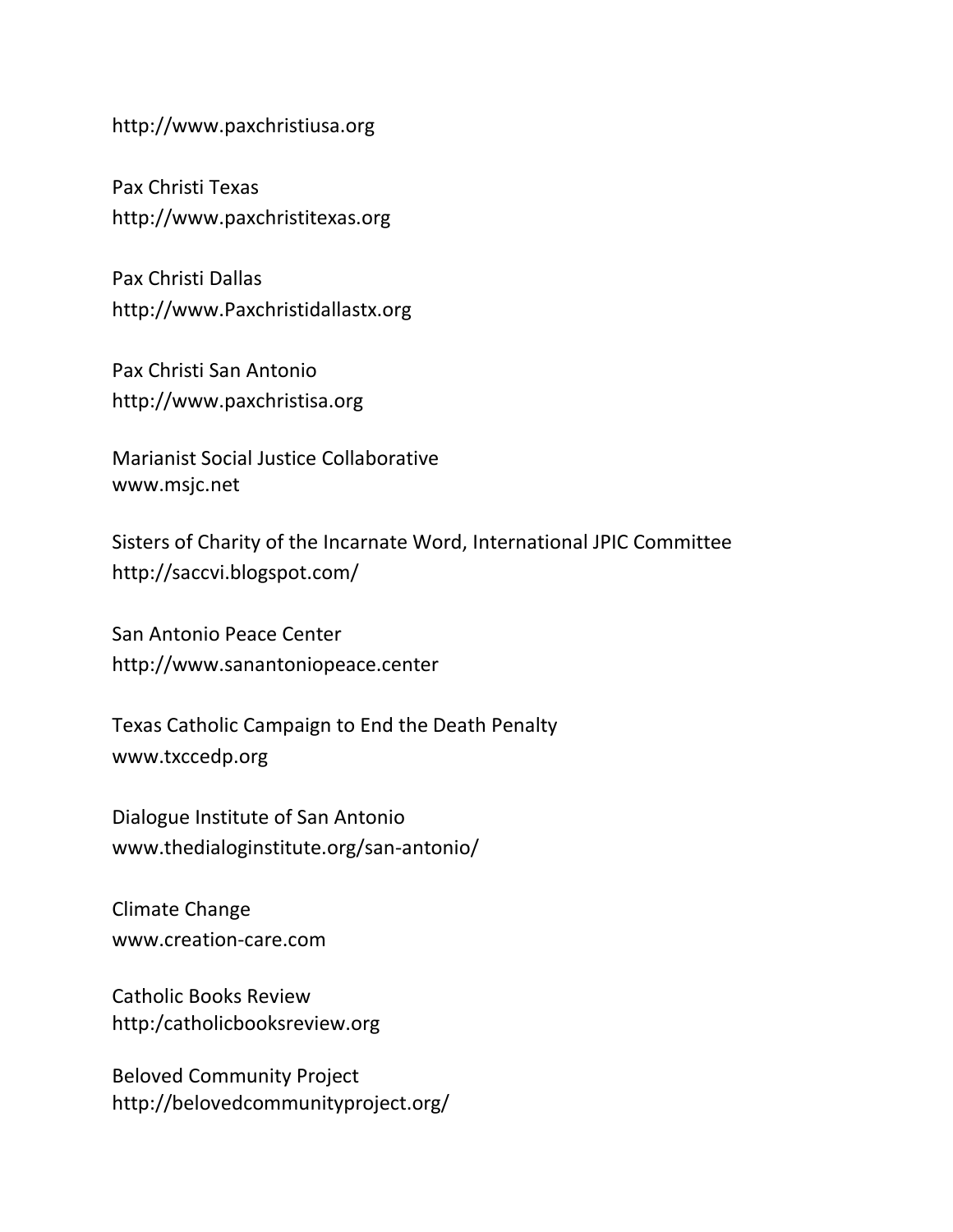http://www.paxchristiusa.org

Pax Christi Texas
http://www.paxchristitexas.org

Pax Christi Dallas
http://www.Paxchristidallastx.org

Pax Christi San Antonio
http://www.paxchristisa.org

Marianist Social Justice Collaborative
www.msjc.net

Sisters of Charity of the Incarnate Word, International JPIC Committee
http://saccvi.blogspot.com/

San Antonio Peace Center
http://www.sanantoniopeace.center

Texas Catholic Campaign to End the Death Penalty
www.txccedp.org

Dialogue Institute of San Antonio
www.thedialoginstitute.org/san-antonio/

Climate Change
www.creation-care.com

Catholic Books Review
http:/catholicbooksreview.org

Beloved Community Project
http://belovedcommunityproject.org/